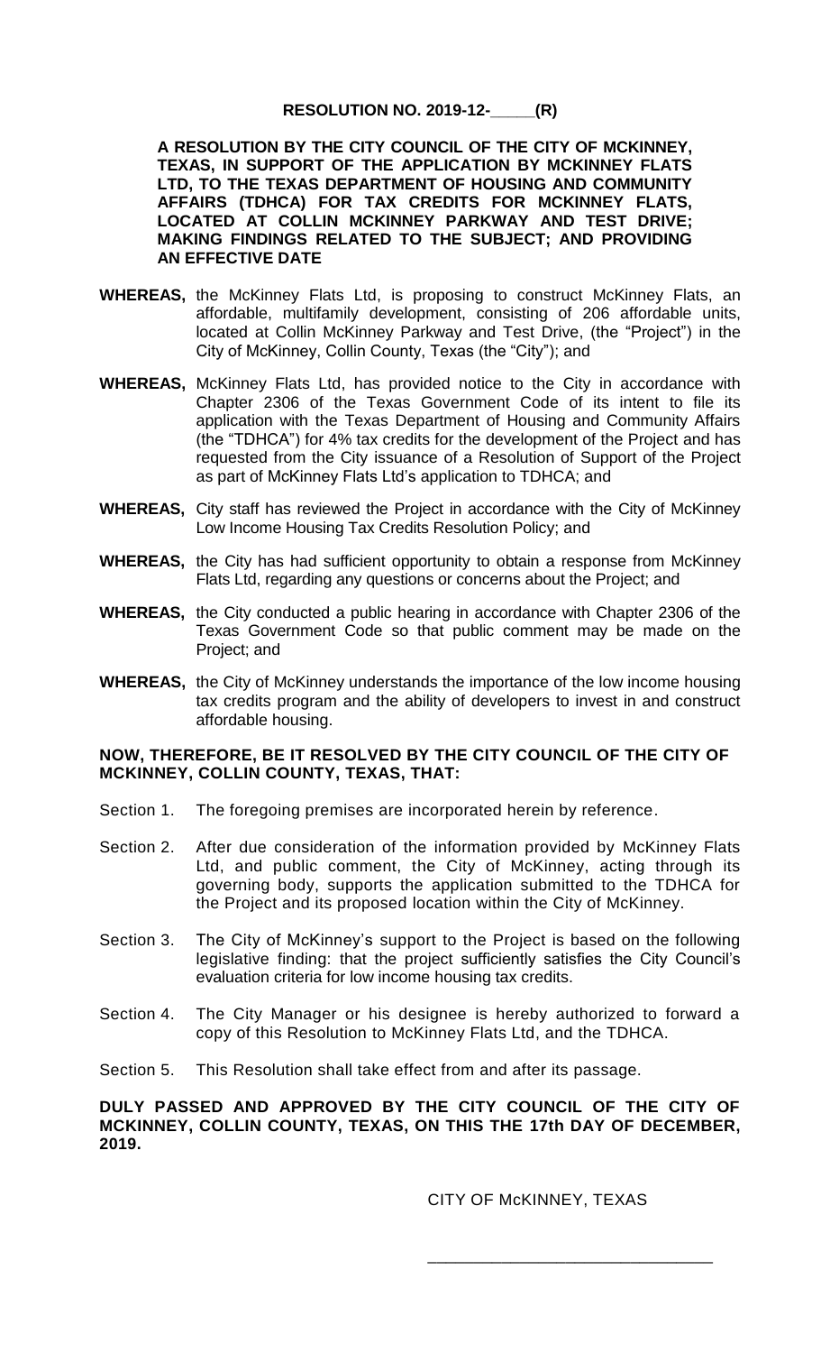**RESOLUTION NO. 2019-12-\_\_\_\_\_(R)**

**A RESOLUTION BY THE CITY COUNCIL OF THE CITY OF MCKINNEY, TEXAS, IN SUPPORT OF THE APPLICATION BY MCKINNEY FLATS LTD, TO THE TEXAS DEPARTMENT OF HOUSING AND COMMUNITY AFFAIRS (TDHCA) FOR TAX CREDITS FOR MCKINNEY FLATS, LOCATED AT COLLIN MCKINNEY PARKWAY AND TEST DRIVE; MAKING FINDINGS RELATED TO THE SUBJECT; AND PROVIDING AN EFFECTIVE DATE**

**WHEREAS,** the McKinney Flats Ltd, is proposing to construct McKinney Flats, an affordable, multifamily development, consisting of 206 affordable units, located at Collin McKinney Parkway and Test Drive, (the "Project") in the City of McKinney, Collin County, Texas (the "City"); and

**WHEREAS,** McKinney Flats Ltd, has provided notice to the City in accordance with Chapter 2306 of the Texas Government Code of its intent to file its application with the Texas Department of Housing and Community Affairs (the "TDHCA") for 4% tax credits for the development of the Project and has requested from the City issuance of a Resolution of Support of the Project as part of McKinney Flats Ltd's application to TDHCA; and

**WHEREAS,** City staff has reviewed the Project in accordance with the City of McKinney Low Income Housing Tax Credits Resolution Policy; and

**WHEREAS,** the City has had sufficient opportunity to obtain a response from McKinney Flats Ltd, regarding any questions or concerns about the Project; and

**WHEREAS,** the City conducted a public hearing in accordance with Chapter 2306 of the Texas Government Code so that public comment may be made on the Project; and

**WHEREAS,** the City of McKinney understands the importance of the low income housing tax credits program and the ability of developers to invest in and construct affordable housing.

**NOW, THEREFORE, BE IT RESOLVED BY THE CITY COUNCIL OF THE CITY OF MCKINNEY, COLLIN COUNTY, TEXAS, THAT:**

Section 1. The foregoing premises are incorporated herein by reference.

Section 2. After due consideration of the information provided by McKinney Flats Ltd, and public comment, the City of McKinney, acting through its governing body, supports the application submitted to the TDHCA for the Project and its proposed location within the City of McKinney.

Section 3. The City of McKinney's support to the Project is based on the following legislative finding: that the project sufficiently satisfies the City Council's evaluation criteria for low income housing tax credits.

Section 4. The City Manager or his designee is hereby authorized to forward a copy of this Resolution to McKinney Flats Ltd, and the TDHCA.

Section 5. This Resolution shall take effect from and after its passage.

**DULY PASSED AND APPROVED BY THE CITY COUNCIL OF THE CITY OF MCKINNEY, COLLIN COUNTY, TEXAS, ON THIS THE 17th DAY OF DECEMBER, 2019.**

CITY OF McKINNEY, TEXAS

\_\_\_\_\_\_\_\_\_\_\_\_\_\_\_\_\_\_\_\_\_\_\_\_\_\_\_\_\_\_\_\_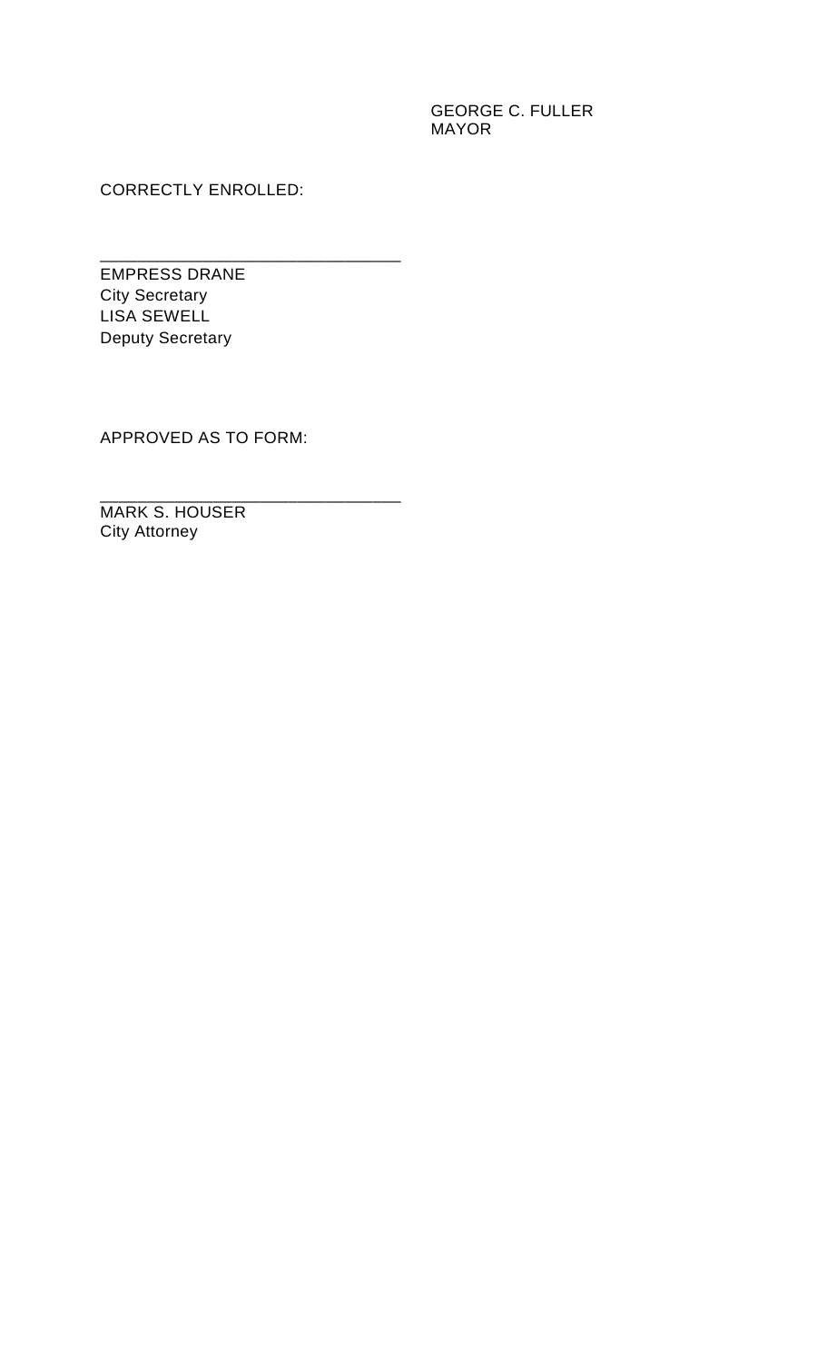GEORGE C. FULLER
MAYOR

CORRECTLY ENROLLED:

________________________________
EMPRESS DRANE
City Secretary
LISA SEWELL
Deputy Secretary

APPROVED AS TO FORM:

________________________________
MARK S. HOUSER
City Attorney